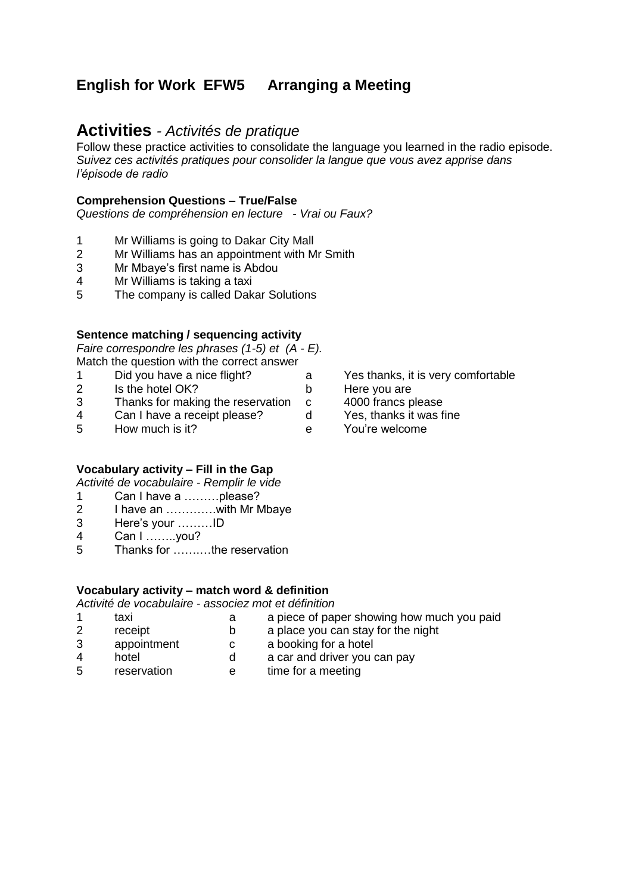# English for Work EFW5 Arranging a Meeting

## Activities - *Activités de pratique*

Follow these practice activities to consolidate the language you learned in the radio episode.
*Suivez ces activités pratiques pour consolider la langue que vous avez apprise dans l'épisode de radio*

### Comprehension Questions – True/False

*Questions de compréhension en lecture - Vrai ou Faux?*

1. Mr Williams is going to Dakar City Mall
2. Mr Williams has an appointment with Mr Smith
3. Mr Mbaye's first name is Abdou
4. Mr Williams is taking a taxi
5. The company is called Dakar Solutions

### Sentence matching / sequencing activity

*Faire correspondre les phrases (1-5) et (A - E).*
Match the question with the correct answer

| | | | |
|---|---|---|---|
| 1 | Did you have a nice flight? | a | Yes thanks, it is very comfortable |
| 2 | Is the hotel OK? | b | Here you are |
| 3 | Thanks for making the reservation | c | 4000 francs please |
| 4 | Can I have a receipt please? | d | Yes, thanks it was fine |
| 5 | How much is it? | e | You're welcome |

### Vocabulary activity – Fill in the Gap

*Activité de vocabulaire - Remplir le vide*

1. Can I have a ………please?
2. I have an …………with Mr Mbaye
3. Here's your ………ID
4. Can I ……..you?
5. Thanks for ……..…the reservation

### Vocabulary activity – match word & definition

*Activité de vocabulaire - associez mot et définition*

| | | | |
|---|---|---|---|
| 1 | taxi | a | a piece of paper showing how much you paid |
| 2 | receipt | b | a place you can stay for the night |
| 3 | appointment | c | a booking for a hotel |
| 4 | hotel | d | a car and driver you can pay |
| 5 | reservation | e | time for a meeting |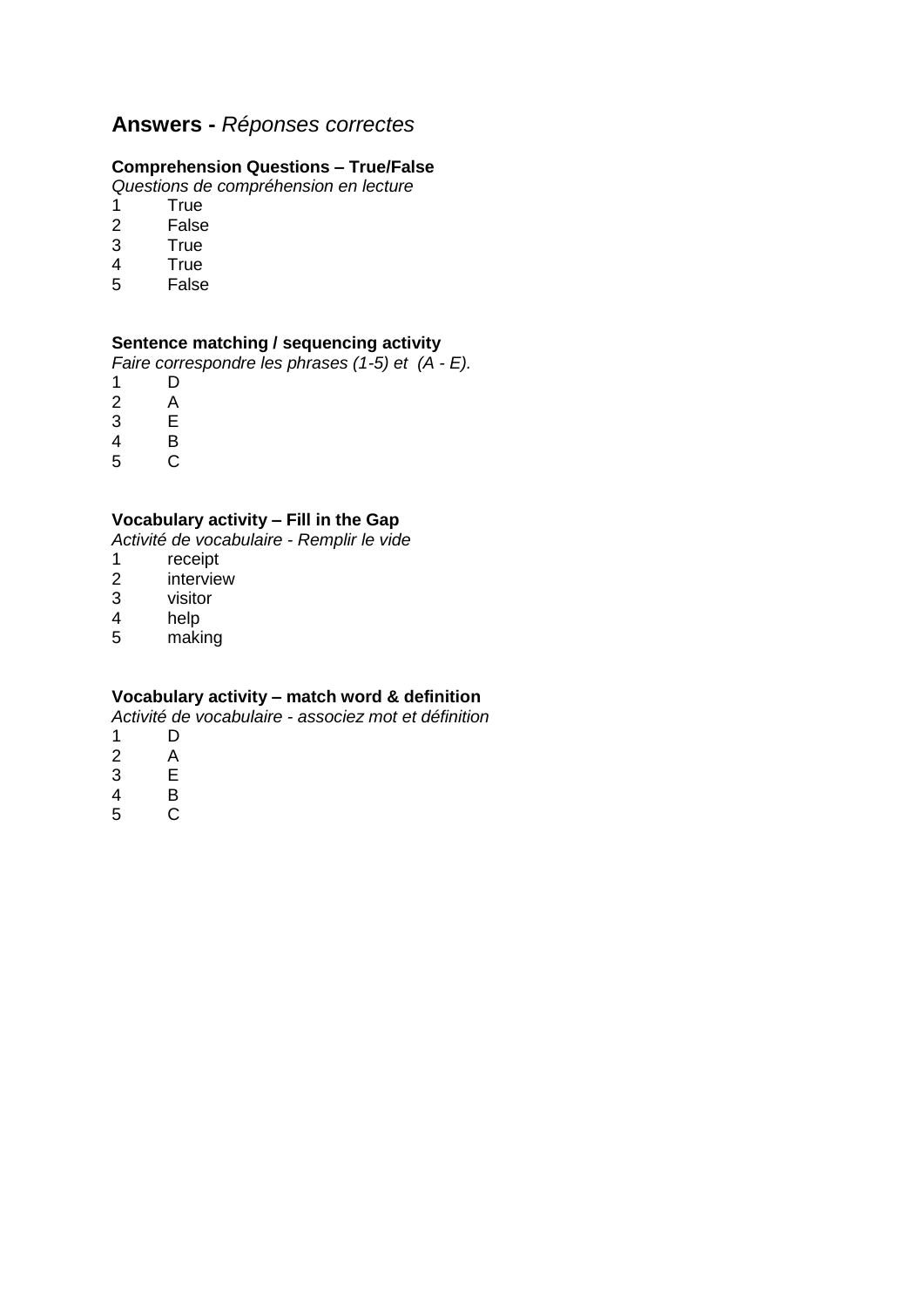## Answers - *Réponses correctes*

**Comprehension Questions – True/False**
*Questions de compréhension en lecture*

1 True
2 False
3 True
4 True
5 False

**Sentence matching / sequencing activity**
*Faire correspondre les phrases (1-5) et (A - E).*

1 D
2 A
3 E
4 B
5 C

**Vocabulary activity – Fill in the Gap**
*Activité de vocabulaire - Remplir le vide*

1 receipt
2 interview
3 visitor
4 help
5 making

**Vocabulary activity – match word & definition**
*Activité de vocabulaire - associez mot et définition*

1 D
2 A
3 E
4 B
5 C